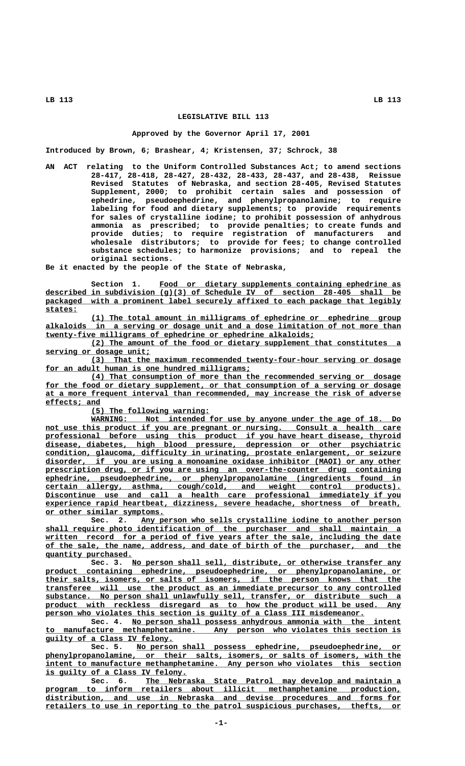# LEGISLATIVE BILL 113

**Approved by the Governor April 17, 2001**

Introduced by Brown, 6; Brashear, 4; Kristensen, 37; Schrock, 38

AN ACT relating to the Uniform Controlled Substances Act; to amend sections 28-417, 28-418, 28-427, 28-432, 28-433, 28-437, and 28-438, Reissue Revised Statutes of Nebraska, and section 28-405, Revised Statutes Supplement, 2000; to prohibit certain sales and possession of ephedrine, pseudoephedrine, and phenylpropanolamine; to require labeling for food and dietary supplements; to provide requirements for sales of crystalline iodine; to prohibit possession of anhydrous ammonia as prescribed; to provide penalties; to create funds and provide duties; to require registration of manufacturers and wholesale distributors; to provide for fees; to change controlled substance schedules; to harmonize provisions; and to repeal the original sections.

Be it enacted by the people of the State of Nebraska,

Section 1. Food or dietary supplements containing ephedrine as described in subdivision (g)(3) of Schedule IV of section 28-405 shall be packaged with a prominent label securely affixed to each package that legibly states:

(1) The total amount in milligrams of ephedrine or ephedrine group alkaloids in a serving or dosage unit and a dose limitation of not more than twenty-five milligrams of ephedrine or ephedrine alkaloids;

(2) The amount of the food or dietary supplement that constitutes a serving or dosage unit;

(3) That the maximum recommended twenty-four-hour serving or dosage for an adult human is one hundred milligrams;

(4) That consumption of more than the recommended serving or dosage for the food or dietary supplement, or that consumption of a serving or dosage at a more frequent interval than recommended, may increase the risk of adverse effects; and

(5) The following warning:

WARNING: Not intended for use by anyone under the age of 18. Do not use this product if you are pregnant or nursing. Consult a health care professional before using this product if you have heart disease, thyroid disease, diabetes, high blood pressure, depression or other psychiatric condition, glaucoma, difficulty in urinating, prostate enlargement, or seizure disorder, if you are using a monoamine oxidase inhibitor (MAOI) or any other prescription drug, or if you are using an over-the-counter drug containing ephedrine, pseudoephedrine, or phenylpropanolamine (ingredients found in certain allergy, asthma, cough/cold, and weight control products). Discontinue use and call a health care professional immediately if you experience rapid heartbeat, dizziness, severe headache, shortness of breath, or other similar symptoms.

Sec. 2. Any person who sells crystalline iodine to another person shall require photo identification of the purchaser and shall maintain a written record for a period of five years after the sale, including the date of the sale, the name, address, and date of birth of the purchaser, and the quantity purchased.

Sec. 3. No person shall sell, distribute, or otherwise transfer any product containing ephedrine, pseudoephedrine, or phenylpropanolamine, or their salts, isomers, or salts of isomers, if the person knows that the transferee will use the product as an immediate precursor to any controlled substance. No person shall unlawfully sell, transfer, or distribute such a product with reckless disregard as to how the product will be used. Any person who violates this section is guilty of a Class III misdemeanor.

Sec. 4. No person shall possess anhydrous ammonia with the intent to manufacture methamphetamine. Any person who violates this section is guilty of a Class IV felony.

Sec. 5. No person shall possess ephedrine, pseudoephedrine, or phenylpropanolamine, or their salts, isomers, or salts of isomers, with the intent to manufacture methamphetamine. Any person who violates this section is guilty of a Class IV felony.

Sec. 6. The Nebraska State Patrol may develop and maintain a program to inform retailers about illicit methamphetamine production, distribution, and use in Nebraska and devise procedures and forms for retailers to use in reporting to the patrol suspicious purchases, thefts, or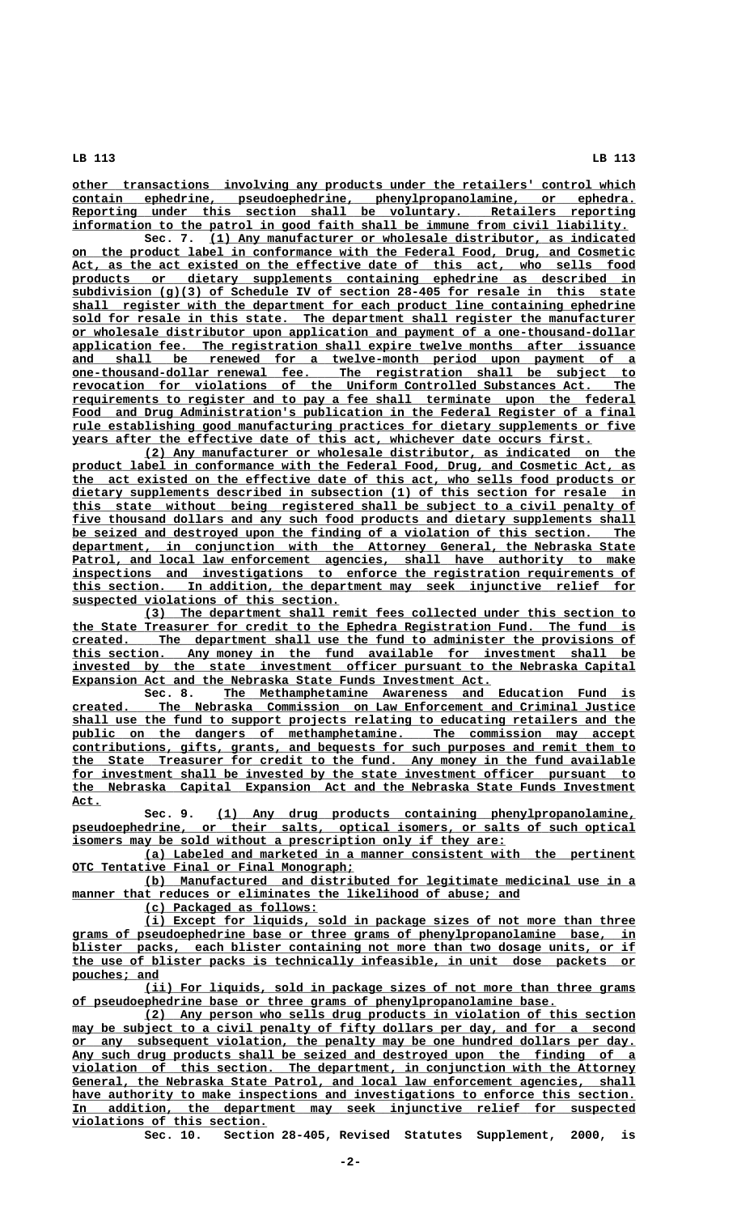other transactions involving any products under the retailers' control which contain ephedrine, pseudoephedrine, phenylpropanolamine, or ephedra. Reporting under this section shall be voluntary. Retailers reporting information to the patrol in good faith shall be immune from civil liability.

Sec. 7. (1) Any manufacturer or wholesale distributor, as indicated on the product label in conformance with the Federal Food, Drug, and Cosmetic Act, as the act existed on the effective date of this act, who sells food products or dietary supplements containing ephedrine as described in subdivision (g)(3) of Schedule IV of section 28-405 for resale in this state shall register with the department for each product line containing ephedrine sold for resale in this state. The department shall register the manufacturer or wholesale distributor upon application and payment of a one-thousand-dollar application fee. The registration shall expire twelve months after issuance and shall be renewed for a twelve-month period upon payment of a one-thousand-dollar renewal fee. The registration shall be subject to revocation for violations of the Uniform Controlled Substances Act. The requirements to register and to pay a fee shall terminate upon the federal Food and Drug Administration's publication in the Federal Register of a final rule establishing good manufacturing practices for dietary supplements or five years after the effective date of this act, whichever date occurs first.

(2) Any manufacturer or wholesale distributor, as indicated on the product label in conformance with the Federal Food, Drug, and Cosmetic Act, as the act existed on the effective date of this act, who sells food products or dietary supplements described in subsection (1) of this section for resale in this state without being registered shall be subject to a civil penalty of five thousand dollars and any such food products and dietary supplements shall be seized and destroyed upon the finding of a violation of this section. The department, in conjunction with the Attorney General, the Nebraska State Patrol, and local law enforcement agencies, shall have authority to make inspections and investigations to enforce the registration requirements of this section. In addition, the department may seek injunctive relief for suspected violations of this section.

(3) The department shall remit fees collected under this section to the State Treasurer for credit to the Ephedra Registration Fund. The fund is created. The department shall use the fund to administer the provisions of this section. Any money in the fund available for investment shall be invested by the state investment officer pursuant to the Nebraska Capital Expansion Act and the Nebraska State Funds Investment Act.

Sec. 8. The Methamphetamine Awareness and Education Fund is created. The Nebraska Commission on Law Enforcement and Criminal Justice shall use the fund to support projects relating to educating retailers and the public on the dangers of methamphetamine. The commission may accept contributions, gifts, grants, and bequests for such purposes and remit them to the State Treasurer for credit to the fund. Any money in the fund available for investment shall be invested by the state investment officer pursuant to the Nebraska Capital Expansion Act and the Nebraska State Funds Investment Act.

Sec. 9. (1) Any drug products containing phenylpropanolamine, pseudoephedrine, or their salts, optical isomers, or salts of such optical isomers may be sold without a prescription only if they are:

(a) Labeled and marketed in a manner consistent with the pertinent OTC Tentative Final or Final Monograph;

(b) Manufactured and distributed for legitimate medicinal use in a manner that reduces or eliminates the likelihood of abuse; and

(c) Packaged as follows:

(i) Except for liquids, sold in package sizes of not more than three grams of pseudoephedrine base or three grams of phenylpropanolamine base, in blister packs, each blister containing not more than two dosage units, or if the use of blister packs is technically infeasible, in unit dose packets or pouches; and

(ii) For liquids, sold in package sizes of not more than three grams of pseudoephedrine base or three grams of phenylpropanolamine base.

(2) Any person who sells drug products in violation of this section may be subject to a civil penalty of fifty dollars per day, and for a second or any subsequent violation, the penalty may be one hundred dollars per day. Any such drug products shall be seized and destroyed upon the finding of a violation of this section. The department, in conjunction with the Attorney General, the Nebraska State Patrol, and local law enforcement agencies, shall have authority to make inspections and investigations to enforce this section. In addition, the department may seek injunctive relief for suspected violations of this section.

Sec. 10. Section 28-405, Revised Statutes Supplement, 2000, is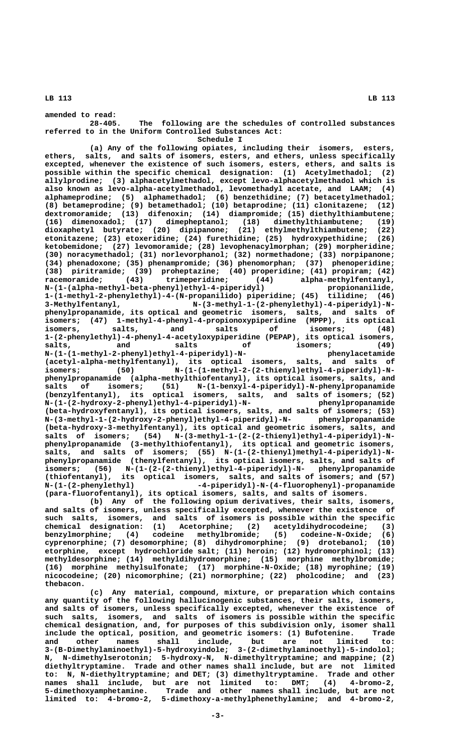amended to read:

28-405. The following are the schedules of controlled substances referred to in the Uniform Controlled Substances Act:

Schedule I

(a) Any of the following opiates, including their isomers, esters, ethers, salts, and salts of isomers, esters, and ethers, unless specifically excepted, whenever the existence of such isomers, esters, ethers, and salts is possible within the specific chemical designation: (1) Acetylmethadol; (2) allylprodine; (3) alphacetylmethadol, except levo-alphacetylmethadol which is also known as levo-alpha-acetylmethadol, levomethadyl acetate, and LAAM; (4) alphameprodine; (5) alphamethadol; (6) benzethidine; (7) betacetylmethadol; (8) betameprodine; (9) betamethadol; (10) betaprodine; (11) clonitazene; (12) dextromoramide; (13) difenoxin; (14) diampromide; (15) diethylthiambutene; (16) dimenoxadol; (17) dimepheptanol; (18) dimethylthiambutene; (19) dioxaphetyl butyrate; (20) dipipanone; (21) ethylmethylthiambutene; (22) etonitazene; (23) etoxeridine; (24) furethidine; (25) hydroxypethidine; (26) ketobemidone; (27) levomoramide; (28) levophenacylmorphan; (29) morpheridine; (30) noracymethadol; (31) norlevorphanol; (32) normethadone; (33) norpipanone; (34) phenadoxone; (35) phenampromide; (36) phenomorphan; (37) phenoperidine; (38) piritramide; (39) proheptazine; (40) properidine; (41) propiram; (42) racemoramide; (43) trimeperidine; (44) alpha-methylfentanyl, N-(1-(alpha-methyl-beta-phenyl)ethyl-4-piperidyl) propionanilide, 1-(1-methyl-2-phenylethyl)-4-(N-propanilido) piperidine; (45) tilidine; (46) 3-Methylfentanyl, N-(3-methyl-1-(2-phenylethyl)-4-piperidyl)-N-phenylpropanamide, its optical and geometric isomers, salts, and salts of isomers; (47) 1-methyl-4-phenyl-4-propionoxypiperidine (MPPP), its optical isomers, salts, and salts of isomers; (48) 1-(2-phenylethyl)-4-phenyl-4-acetyloxypiperidine (PEPAP), its optical isomers, salts, and salts of isomers; (49) N-(1-(1-methyl-2-phenyl)ethyl-4-piperidyl)-N- phenylacetamide (acetyl-alpha-methylfentanyl), its optical isomers, salts, and salts of isomers; (50) N-(1-(1-methyl-2-(2-thienyl)ethyl-4-piperidyl)-N-phenylpropanamide (alpha-methylthiofentanyl), its optical isomers, salts, and salts of isomers; (51) N-(1-benxyl-4-piperidyl)-N-phenylpropanamide (benzylfentanyl), its optical isomers, salts, and salts of isomers; (52) N-(1-(2-hydroxy-2-phenyl)ethyl-4-piperidyl)-N- phenylpropanamide (beta-hydroxyfentanyl), its optical isomers, salts, and salts of isomers; (53) N-(3-methyl-1-(2-hydroxy-2-phenyl)ethyl-4-piperidyl)-N- phenylpropanamide (beta-hydroxy-3-methylfentanyl), its optical and geometric isomers, salts, and salts of isomers; (54) N-(3-methyl-1-(2-(2-thienyl)ethyl-4-piperidyl)-N-phenylpropanamide (3-methylthiofentanyl), its optical and geometric isomers, salts, and salts of isomers; (55) N-(1-(2-thienyl)methyl-4-piperidyl)-N-phenylpropanamide (thenylfentanyl), its optical isomers, salts, and salts of isomers; (56) N-(1-(2-(2-thienyl)ethyl-4-piperidyl)-N- phenylpropanamide (thiofentanyl), its optical isomers, salts, and salts of isomers; and (57) N-(1-(2-phenylethyl) -4-piperidyl)-N-(4-fluorophenyl)-propanamide (para-fluorofentanyl), its optical isomers, salts, and salts of isomers.

(b) Any of the following opium derivatives, their salts, isomers, and salts of isomers, unless specifically excepted, whenever the existence of such salts, isomers, and salts of isomers is possible within the specific chemical designation: (1) Acetorphine; (2) acetyldihydrocodeine; (3) benzylmorphine; (4) codeine methylbromide; (5) codeine-N-Oxide; (6) cyprenorphine; (7) desomorphine; (8) dihydromorphine; (9) drotebanol; (10) etorphine, except hydrochloride salt; (11) heroin; (12) hydromorphinol; (13) methyldesorphine; (14) methyldihydromorphine; (15) morphine methylbromide; (16) morphine methylsulfonate; (17) morphine-N-Oxide; (18) myrophine; (19) nicocodeine; (20) nicomorphine; (21) normorphine; (22) pholcodine; and (23) thebacon.

(c) Any material, compound, mixture, or preparation which contains any quantity of the following hallucinogenic substances, their salts, isomers, and salts of isomers, unless specifically excepted, whenever the existence of such salts, isomers, and salts of isomers is possible within the specific chemical designation, and, for purposes of this subdivision only, isomer shall include the optical, position, and geometric isomers: (1) Bufotenine. Trade and other names shall include, but are not limited to: 3-(B-Dimethylaminoethyl)-5-hydroxyindole; 3-(2-dimethylaminoethyl)-5-indolol; N, N-dimethylserotonin; 5-hydroxy-N, N-dimethyltryptamine; and mappine; (2) diethyltryptamine. Trade and other names shall include, but are not limited to: N, N-diethyltryptamine; and DET; (3) dimethyltryptamine. Trade and other names shall include, but are not limited to: DMT; (4) 4-bromo-2, 5-dimethoxyamphetamine. Trade and other names shall include, but are not limited to: 4-bromo-2, 5-dimethoxy-a-methylphenethylamine; and 4-bromo-2,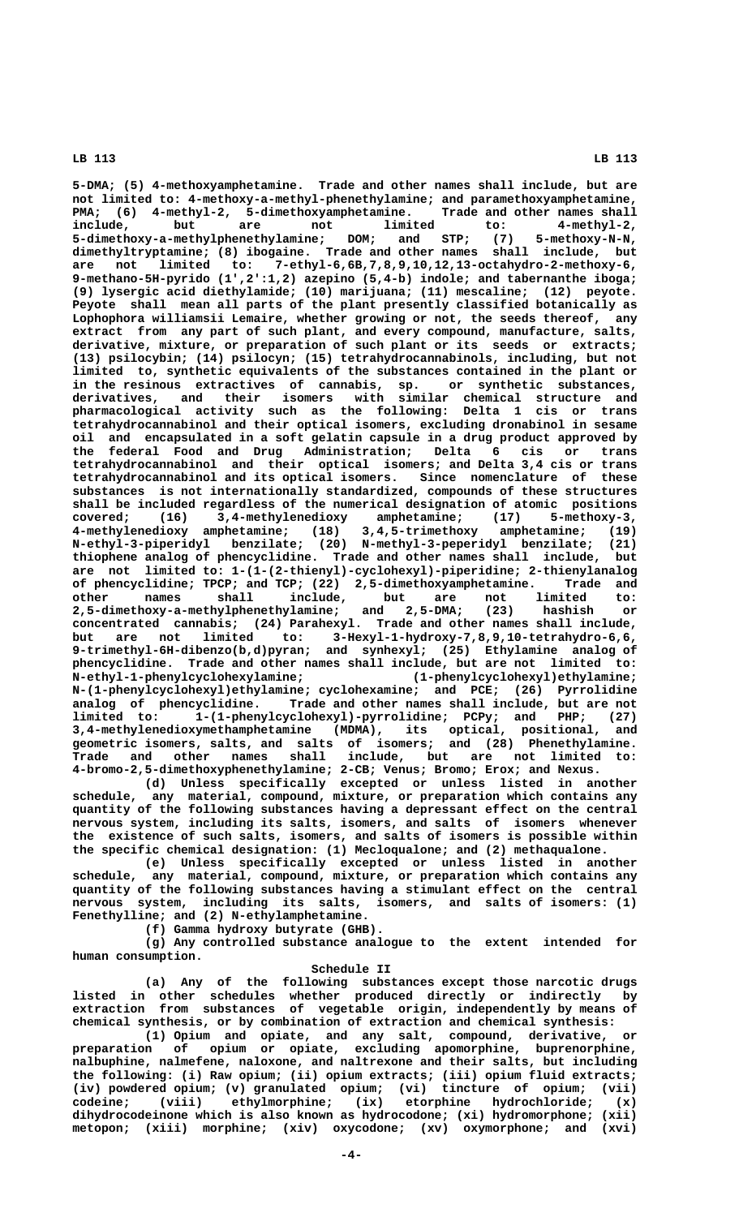5-DMA; (5) 4-methoxyamphetamine. Trade and other names shall include, but are not limited to: 4-methoxy-a-methyl-phenethylamine; and paramethoxyamphetamine, PMA; (6) 4-methyl-2, 5-dimethoxyamphetamine. Trade and other names shall include, but are not limited to: 4-methyl-2, 5-dimethoxy-a-methylphenethylamine; DOM; and STP; (7) 5-methoxy-N-N, dimethyltryptamine; (8) ibogaine. Trade and other names shall include, but are not limited to: 7-ethyl-6,6B,7,8,9,10,12,13-octahydro-2-methoxy-6, 9-methano-5H-pyrido (1',2':1,2) azepino (5,4-b) indole; and tabernanthe iboga; (9) lysergic acid diethylamide; (10) marijuana; (11) mescaline; (12) peyote. Peyote shall mean all parts of the plant presently classified botanically as Lophophora williamsii Lemaire, whether growing or not, the seeds thereof, any extract from any part of such plant, and every compound, manufacture, salts, derivative, mixture, or preparation of such plant or its seeds or extracts; (13) psilocybin; (14) psilocyn; (15) tetrahydrocannabinols, including, but not limited to, synthetic equivalents of the substances contained in the plant or in the resinous extractives of cannabis, sp. or synthetic substances, derivatives, and their isomers with similar chemical structure and pharmacological activity such as the following: Delta 1 cis or trans tetrahydrocannabinol and their optical isomers, excluding dronabinol in sesame oil and encapsulated in a soft gelatin capsule in a drug product approved by the federal Food and Drug Administration; Delta 6 cis or trans tetrahydrocannabinol and their optical isomers; and Delta 3,4 cis or trans tetrahydrocannabinol and its optical isomers. Since nomenclature of these substances is not internationally standardized, compounds of these structures shall be included regardless of the numerical designation of atomic positions covered; (16) 3,4-methylenedioxy amphetamine; (17) 5-methoxy-3, 4-methylenedioxy amphetamine; (18) 3,4,5-trimethoxy amphetamine; (19) N-ethyl-3-piperidyl benzilate; (20) N-methyl-3-peperidyl benzilate; (21) thiophene analog of phencyclidine. Trade and other names shall include, but are not limited to: 1-(1-(2-thienyl)-cyclohexyl)-piperidine; 2-thienylanalog of phencyclidine; TPCP; and TCP; (22) 2,5-dimethoxyamphetamine. Trade and other names shall include, but are not limited to: 2,5-dimethoxy-a-methylphenethylamine; and 2,5-DMA; (23) hashish or concentrated cannabis; (24) Parahexyl. Trade and other names shall include, but are not limited to: 3-Hexyl-1-hydroxy-7,8,9,10-tetrahydro-6,6, 9-trimethyl-6H-dibenzo(b,d)pyran; and synhexyl; (25) Ethylamine analog of phencyclidine. Trade and other names shall include, but are not limited to: N-ethyl-1-phenylcyclohexylamine; (1-phenylcyclohexyl)ethylamine; N-(1-phenylcyclohexyl)ethylamine; cyclohexamine; and PCE; (26) Pyrrolidine analog of phencyclidine. Trade and other names shall include, but are not limited to: 1-(1-phenylcyclohexyl)-pyrrolidine; PCPy; and PHP; (27) 3,4-methylenedioxymethamphetamine (MDMA), its optical, positional, and geometric isomers, salts, and salts of isomers; and (28) Phenethylamine. Trade and other names shall include, but are not limited to: 4-bromo-2,5-dimethoxyphenethylamine; 2-CB; Venus; Bromo; Erox; and Nexus.

(d) Unless specifically excepted or unless listed in another schedule, any material, compound, mixture, or preparation which contains any quantity of the following substances having a depressant effect on the central nervous system, including its salts, isomers, and salts of isomers whenever the existence of such salts, isomers, and salts of isomers is possible within the specific chemical designation: (1) Mecloqualone; and (2) methaqualone.

(e) Unless specifically excepted or unless listed in another schedule, any material, compound, mixture, or preparation which contains any quantity of the following substances having a stimulant effect on the central nervous system, including its salts, isomers, and salts of isomers: (1) Fenethylline; and (2) N-ethylamphetamine.

(f) Gamma hydroxy butyrate (GHB).

(g) Any controlled substance analogue to the extent intended for human consumption.

Schedule II

(a) Any of the following substances except those narcotic drugs listed in other schedules whether produced directly or indirectly by extraction from substances of vegetable origin, independently by means of chemical synthesis, or by combination of extraction and chemical synthesis:

(1) Opium and opiate, and any salt, compound, derivative, or preparation of opium or opiate, excluding apomorphine, buprenorphine, nalbuphine, nalmefene, naloxone, and naltrexone and their salts, but including the following: (i) Raw opium; (ii) opium extracts; (iii) opium fluid extracts; (iv) powdered opium; (v) granulated opium; (vi) tincture of opium; (vii) codeine; (viii) ethylmorphine; (ix) etorphine hydrochloride; (x) dihydrocodeinone which is also known as hydrocodone; (xi) hydromorphone; (xii) metopon; (xiii) morphine; (xiv) oxycodone; (xv) oxymorphone; and (xvi)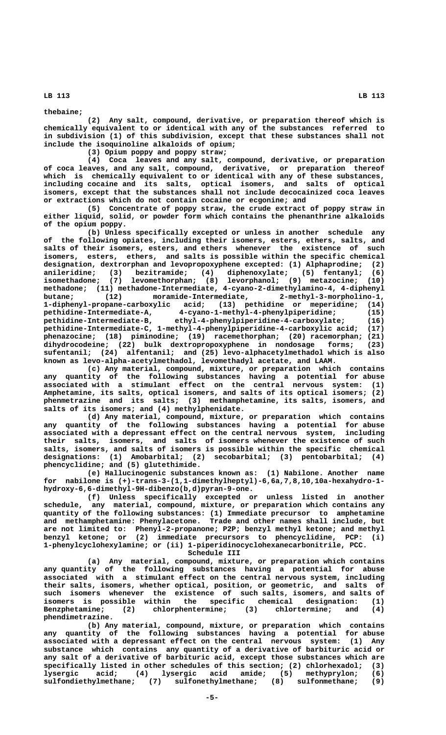thebaine;

(2) Any salt, compound, derivative, or preparation thereof which is chemically equivalent to or identical with any of the substances referred to in subdivision (1) of this subdivision, except that these substances shall not include the isoquinoline alkaloids of opium;

(3) Opium poppy and poppy straw;

(4) Coca leaves and any salt, compound, derivative, or preparation of coca leaves, and any salt, compound, derivative, or preparation thereof which is chemically equivalent to or identical with any of these substances, including cocaine and its salts, optical isomers, and salts of optical isomers, except that the substances shall not include decocainized coca leaves or extractions which do not contain cocaine or ecgonine; and

(5) Concentrate of poppy straw, the crude extract of poppy straw in either liquid, solid, or powder form which contains the phenanthrine alkaloids of the opium poppy.

(b) Unless specifically excepted or unless in another schedule any of the following opiates, including their isomers, esters, ethers, salts, and salts of their isomers, esters, and ethers whenever the existence of such isomers, esters, ethers, and salts is possible within the specific chemical designation, dextrorphan and levopropoxyphene excepted: (1) Alphaprodine; (2) anileridine; (3) bezitramide; (4) diphenoxylate; (5) fentanyl; (6) isomethadone; (7) levomethorphan; (8) levorphanol; (9) metazocine; (10) methadone; (11) methadone-Intermediate, 4-cyano-2-dimethylamino-4, 4-diphenyl butane; (12) moramide-Intermediate, 2-methyl-3-morpholino-1, 1-diphenyl-propane-carboxylic acid; (13) pethidine or meperidine; (14) pethidine-Intermediate-A, 4-cyano-1-methyl-4-phenylpiperidine; (15) pethidine-Intermediate-B, ethyl-4-phenylpiperidine-4-carboxylate; (16) pethidine-Intermediate-C, 1-methyl-4-phenylpiperidine-4-carboxylic acid; (17) phenazocine; (18) piminodine; (19) racemethorphan; (20) racemorphan; (21) dihydrocodeine; (22) bulk dextropropoxyphene in nondosage forms; (23) sufentanil; (24) alfentanil; and (25) levo-alphacetylmethadol which is also known as levo-alpha-acetylmethadol, levomethadyl acetate, and LAAM.

(c) Any material, compound, mixture, or preparation which contains any quantity of the following substances having a potential for abuse associated with a stimulant effect on the central nervous system: (1) Amphetamine, its salts, optical isomers, and salts of its optical isomers; (2) phenmetrazine and its salts; (3) methamphetamine, its salts, isomers, and salts of its isomers; and (4) methylphenidate.

(d) Any material, compound, mixture, or preparation which contains any quantity of the following substances having a potential for abuse associated with a depressant effect on the central nervous system, including their salts, isomers, and salts of isomers whenever the existence of such salts, isomers, and salts of isomers is possible within the specific chemical designations: (1) Amobarbital; (2) secobarbital; (3) pentobarbital; (4) phencyclidine; and (5) glutethimide.

(e) Hallucinogenic substances known as: (1) Nabilone. Another name for nabilone is (+)-trans-3-(1,1-dimethylheptyl)-6,6a,7,8,10,10a-hexahydro-1-hydroxy-6,6-dimethyl-9H-dibenzo(b,d)pyran-9-one.

(f) Unless specifically excepted or unless listed in another schedule, any material, compound, mixture, or preparation which contains any quantity of the following substances: (1) Immediate precursor to amphetamine and methamphetamine: Phenylacetone. Trade and other names shall include, but are not limited to: Phenyl-2-propanone; P2P; benzyl methyl ketone; and methyl benzyl ketone; or (2) immediate precursors to phencyclidine, PCP: (i) 1-phenylcyclohexylamine; or (ii) 1-piperidinocyclohexanecarbonitrile, PCC.

Schedule III

(a) Any material, compound, mixture, or preparation which contains any quantity of the following substances having a potential for abuse associated with a stimulant effect on the central nervous system, including their salts, isomers, whether optical, position, or geometric, and salts of such isomers whenever the existence of such salts, isomers, and salts of isomers is possible within the specific chemical designation: (1) Benzphetamine; (2) chlorphentermine; (3) chlortermine; and (4) phendimetrazine.

(b) Any material, compound, mixture, or preparation which contains any quantity of the following substances having a potential for abuse associated with a depressant effect on the central nervous system: (1) Any substance which contains any quantity of a derivative of barbituric acid or any salt of a derivative of barbituric acid, except those substances which are specifically listed in other schedules of this section; (2) chlorhexadol; (3) lysergic acid; (4) lysergic acid amide; (5) methyprylon; (6) sulfondiethylmethane; (7) sulfonethylmethane; (8) sulfonmethane; (9)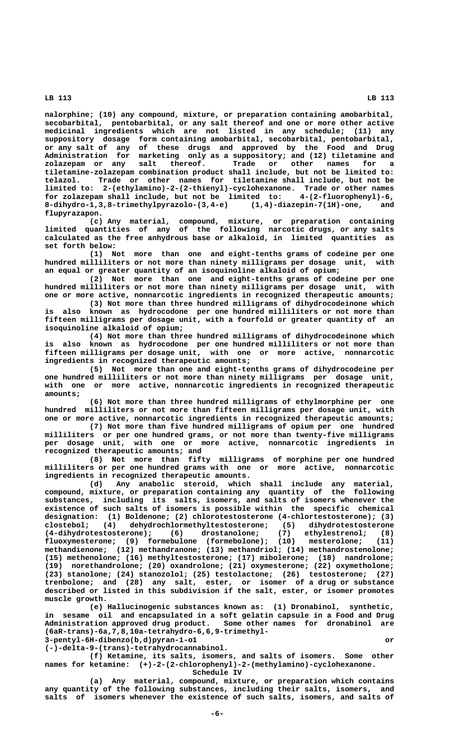nalorphine; (10) any compound, mixture, or preparation containing amobarbital, secobarbital, pentobarbital, or any salt thereof and one or more other active medicinal ingredients which are not listed in any schedule; (11) any suppository dosage form containing amobarbital, secobarbital, pentobarbital, or any salt of any of these drugs and approved by the Food and Drug Administration for marketing only as a suppository; and (12) tiletamine and zolazepam or any salt thereof. Trade or other names for a tiletamine-zolazepam combination product shall include, but not be limited to: telazol. Trade or other names for tiletamine shall include, but not be limited to: 2-(ethylamino)-2-(2-thienyl)-cyclohexanone. Trade or other names for zolazepam shall include, but not be limited to: 4-(2-fluorophenyl)-6, 8-dihydro-1,3,8-trimethylpyrazolo-(3,4-e) (1,4)-diazepin-7(1H)-one, and flupyrazapon.

(c) Any material, compound, mixture, or preparation containing limited quantities of any of the following narcotic drugs, or any salts calculated as the free anhydrous base or alkaloid, in limited quantities as set forth below:

(1) Not more than one and eight-tenths grams of codeine per one hundred milliliters or not more than ninety milligrams per dosage unit, with an equal or greater quantity of an isoquinoline alkaloid of opium;

(2) Not more than one and eight-tenths grams of codeine per one hundred milliliters or not more than ninety milligrams per dosage unit, with one or more active, nonnarcotic ingredients in recognized therapeutic amounts;

(3) Not more than three hundred milligrams of dihydrocodeinone which is also known as hydrocodone per one hundred milliliters or not more than fifteen milligrams per dosage unit, with a fourfold or greater quantity of an isoquinoline alkaloid of opium;

(4) Not more than three hundred milligrams of dihydrocodeinone which is also known as hydrocodone per one hundred milliliters or not more than fifteen milligrams per dosage unit, with one or more active, nonnarcotic ingredients in recognized therapeutic amounts;

(5) Not more than one and eight-tenths grams of dihydrocodeine per one hundred milliliters or not more than ninety milligrams per dosage unit, with one or more active, nonnarcotic ingredients in recognized therapeutic amounts;

(6) Not more than three hundred milligrams of ethylmorphine per one hundred milliliters or not more than fifteen milligrams per dosage unit, with one or more active, nonnarcotic ingredients in recognized therapeutic amounts;

(7) Not more than five hundred milligrams of opium per one hundred milliliters or per one hundred grams, or not more than twenty-five milligrams per dosage unit, with one or more active, nonnarcotic ingredients in recognized therapeutic amounts; and

(8) Not more than fifty milligrams of morphine per one hundred milliliters or per one hundred grams with one or more active, nonnarcotic ingredients in recognized therapeutic amounts.

(d) Any anabolic steroid, which shall include any material, compound, mixture, or preparation containing any quantity of the following substances, including its salts, isomers, and salts of isomers whenever the existence of such salts of isomers is possible within the specific chemical designation: (1) Boldenone; (2) chlorotestosterone (4-chlortestosterone); (3) clostebol; (4) dehydrochlormethyltestosterone; (5) dihydrotestosterone (4-dihydrotestosterone); (6) drostanolone; (7) ethylestrenol; (8) fluoxymesterone; (9) formebulone (formebolone); (10) mesterolone; (11) methandienone; (12) methandranone; (13) methandriol; (14) methandrostenolone; (15) methenolone; (16) methyltestosterone; (17) mibolerone; (18) nandrolone; (19) norethandrolone; (20) oxandrolone; (21) oxymesterone; (22) oxymetholone; (23) stanolone; (24) stanozolol; (25) testolactone; (26) testosterone; (27) trenbolone; and (28) any salt, ester, or isomer of a drug or substance described or listed in this subdivision if the salt, ester, or isomer promotes muscle growth.

(e) Hallucinogenic substances known as: (1) Dronabinol, synthetic, in sesame oil and encapsulated in a soft gelatin capsule in a Food and Drug Administration approved drug product. Some other names for dronabinol are (6aR-trans)-6a,7,8,10a-tetrahydro-6,6,9-trimethyl-3-pentyl-6H-dibenzo(b,d)pyran-1-o1 or (-)-delta-9-(trans)-tetrahydrocannabinol.

(f) Ketamine, its salts, isomers, and salts of isomers. Some other names for ketamine: (+)-2-(2-chlorophenyl)-2-(methylamino)-cyclohexanone.

Schedule IV

(a) Any material, compound, mixture, or preparation which contains any quantity of the following substances, including their salts, isomers, and salts of isomers whenever the existence of such salts, isomers, and salts of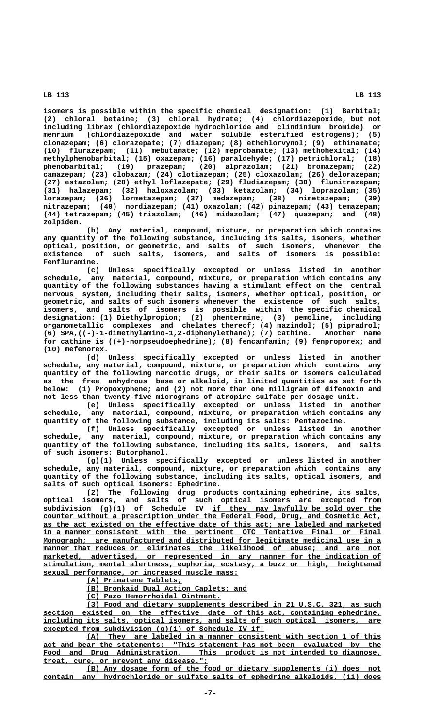isomers is possible within the specific chemical designation: (1) Barbital; (2) chloral betaine; (3) chloral hydrate; (4) chlordiazepoxide, but not including librax (chlordiazepoxide hydrochloride and clindinium bromide) or menrium (chlordiazepoxide and water soluble esterified estrogens); (5) clonazepam; (6) clorazepate; (7) diazepam; (8) ethchlorvynol; (9) ethinamate; (10) flurazepam; (11) mebutamate; (12) meprobamate; (13) methohexital; (14) methylphenobarbital; (15) oxazepam; (16) paraldehyde; (17) petrichloral; (18) phenobarbital; (19) prazepam; (20) alprazolam; (21) bromazepam; (22) camazepam; (23) clobazam; (24) clotiazepam; (25) cloxazolam; (26) delorazepam; (27) estazolam; (28) ethyl loflazepate; (29) fludiazepam; (30) flunitrazepam; (31) halazepam; (32) haloxazolam; (33) ketazolam; (34) loprazolam; (35) lorazepam; (36) lormetazepam; (37) medazepam; (38) nimetazepam; (39) nitrazepam; (40) nordiazepam; (41) oxazolam; (42) pinazepam; (43) temazepam; (44) tetrazepam; (45) triazolam; (46) midazolam; (47) quazepam; and (48) zolpidem.

(b) Any material, compound, mixture, or preparation which contains any quantity of the following substance, including its salts, isomers, whether optical, position, or geometric, and salts of such isomers, whenever the existence of such salts, isomers, and salts of isomers is possible: Fenfluramine.

(c) Unless specifically excepted or unless listed in another schedule, any material, compound, mixture, or preparation which contains any quantity of the following substances having a stimulant effect on the central nervous system, including their salts, isomers, whether optical, position, or geometric, and salts of such isomers whenever the existence of such salts, isomers, and salts of isomers is possible within the specific chemical designation: (1) Diethylpropion; (2) phentermine; (3) pemoline, including organometallic complexes and chelates thereof; (4) mazindol; (5) pipradrol; (6) SPA,((-)-1-dimethylamino-1,2-diphenylethane); (7) cathine. Another name for cathine is ((+)-norpseudoephedrine); (8) fencamfamin; (9) fenproporex; and (10) mefenorex.

(d) Unless specifically excepted or unless listed in another schedule, any material, compound, mixture, or preparation which contains any quantity of the following narcotic drugs, or their salts or isomers calculated as the free anhydrous base or alkaloid, in limited quantities as set forth below: (1) Propoxyphene; and (2) not more than one milligram of difenoxin and not less than twenty-five micrograms of atropine sulfate per dosage unit.

(e) Unless specifically excepted or unless listed in another schedule, any material, compound, mixture, or preparation which contains any quantity of the following substance, including its salts: Pentazocine.

(f) Unless specifically excepted or unless listed in another schedule, any material, compound, mixture, or preparation which contains any quantity of the following substance, including its salts, isomers, and salts of such isomers: Butorphanol.

(g)(1) Unless specifically excepted or unless listed in another schedule, any material, compound, mixture, or preparation which contains any quantity of the following substance, including its salts, optical isomers, and salts of such optical isomers: Ephedrine.

(2) The following drug products containing ephedrine, its salts, optical isomers, and salts of such optical isomers are excepted from subdivision (g)(1) of Schedule IV if they may lawfully be sold over the counter without a prescription under the Federal Food, Drug, and Cosmetic Act, as the act existed on the effective date of this act; are labeled and marketed in a manner consistent with the pertinent OTC Tentative Final or Final Monograph; are manufactured and distributed for legitimate medicinal use in a manner that reduces or eliminates the likelihood of abuse; and are not marketed, advertised, or represented in any manner for the indication of stimulation, mental alertness, euphoria, ecstasy, a buzz or high, heightened sexual performance, or increased muscle mass:

(A) Primatene Tablets;

(B) Bronkaid Dual Action Caplets; and

(C) Pazo Hemorrhoidal Ointment.

(3) Food and dietary supplements described in 21 U.S.C. 321, as such section existed on the effective date of this act, containing ephedrine, including its salts, optical isomers, and salts of such optical isomers, are excepted from subdivision (g)(1) of Schedule IV if:

(A) They are labeled in a manner consistent with section 1 of this act and bear the statements: "This statement has not been evaluated by the Food and Drug Administration. This product is not intended to diagnose, treat, cure, or prevent any disease.";

(B) Any dosage form of the food or dietary supplements (i) does not contain any hydrochloride or sulfate salts of ephedrine alkaloids, (ii) does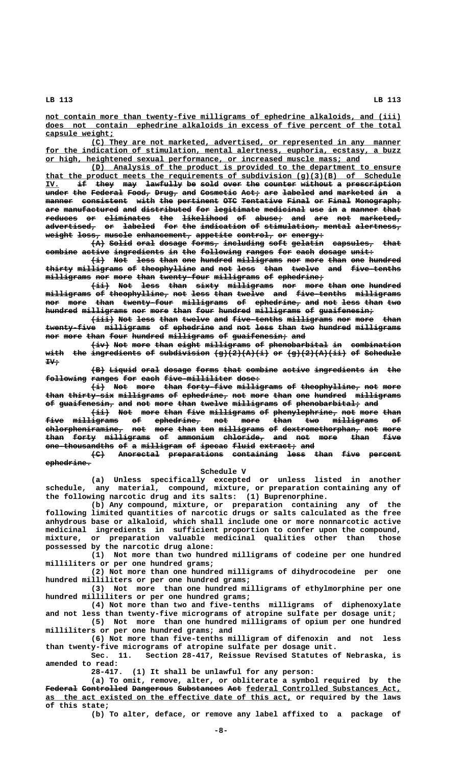not contain more than twenty-five milligrams of ephedrine alkaloids, and (iii) does not contain ephedrine alkaloids in excess of five percent of the total capsule weight;

(C) They are not marketed, advertised, or represented in any manner for the indication of stimulation, mental alertness, euphoria, ecstasy, a buzz or high, heightened sexual performance, or increased muscle mass; and

(D) Analysis of the product is provided to the department to ensure that the product meets the requirements of subdivision (g)(3)(B) of Schedule IV. ~~if they may lawfully be sold over the counter without a prescription under the Federal Food, Drug, and Cosmetic Act; are labeled and marketed in a manner consistent with the pertinent OTC Tentative Final or Final Monograph; are manufactured and distributed for legitimate medicinal use in a manner that reduces or eliminates the likelihood of abuse; and are not marketed, advertised, or labeled for the indication of stimulation, mental alertness, weight loss, muscle enhancement, appetite control, or energy:~~

~~(A) Solid oral dosage forms, including soft gelatin capsules, that combine active ingredients in the following ranges for each dosage unit:~~

~~(i) Not less than one hundred milligrams nor more than one hundred thirty milligrams of theophylline and not less than twelve and five-tenths milligrams nor more than twenty-four milligrams of ephedrine;~~

~~(ii) Not less than sixty milligrams nor more than one hundred milligrams of theophylline, not less than twelve and five-tenths milligrams nor more than twenty-four milligrams of ephedrine, and not less than two hundred milligrams nor more than four hundred milligrams of guaifenesin;~~

~~(iii) Not less than twelve and five-tenths milligrams nor more than twenty-five milligrams of ephedrine and not less than two hundred milligrams nor more than four hundred milligrams of guaifenesin; and~~

~~(iv) Not more than eight milligrams of phenobarbital in combination with the ingredients of subdivision (g)(2)(A)(i) or (g)(2)(A)(ii) of Schedule IV;~~

~~(B) Liquid oral dosage forms that combine active ingredients in the following ranges for each five-milliliter dose:~~

~~(i) Not more than forty-five milligrams of theophylline, not more than thirty-six milligrams of ephedrine, not more than one hundred milligrams of guaifenesin, and not more than twelve milligrams of phenobarbital; and~~

~~(ii) Not more than five milligrams of phenylephrine, not more than five milligrams of ephedrine, not more than two milligrams of chlorpheniramine, not more than ten milligrams of dextromethorphan, not more than forty milligrams of ammonium chloride, and not more than five one-thousandths of a milligram of ipecac fluid extract; and~~

~~(C) Anorectal preparations containing less than five percent ephedrine.~~

Schedule V

(a) Unless specifically excepted or unless listed in another schedule, any material, compound, mixture, or preparation containing any of the following narcotic drug and its salts: (1) Buprenorphine.

(b) Any compound, mixture, or preparation containing any of the following limited quantities of narcotic drugs or salts calculated as the free anhydrous base or alkaloid, which shall include one or more nonnarcotic active medicinal ingredients in sufficient proportion to confer upon the compound, mixture, or preparation valuable medicinal qualities other than those possessed by the narcotic drug alone:

(1) Not more than two hundred milligrams of codeine per one hundred milliliters or per one hundred grams;

(2) Not more than one hundred milligrams of dihydrocodeine per one hundred milliliters or per one hundred grams;

(3) Not more than one hundred milligrams of ethylmorphine per one hundred milliliters or per one hundred grams;

(4) Not more than two and five-tenths milligrams of diphenoxylate and not less than twenty-five micrograms of atropine sulfate per dosage unit;

(5) Not more than one hundred milligrams of opium per one hundred milliliters or per one hundred grams; and

(6) Not more than five-tenths milligram of difenoxin and not less than twenty-five micrograms of atropine sulfate per dosage unit.

Sec. 11. Section 28-417, Reissue Revised Statutes of Nebraska, is amended to read:

28-417. (1) It shall be unlawful for any person:

(a) To omit, remove, alter, or obliterate a symbol required by the ~~Federal Controlled Dangerous Substances Act~~ federal Controlled Substances Act, as the act existed on the effective date of this act, or required by the laws of this state;

(b) To alter, deface, or remove any label affixed to a package of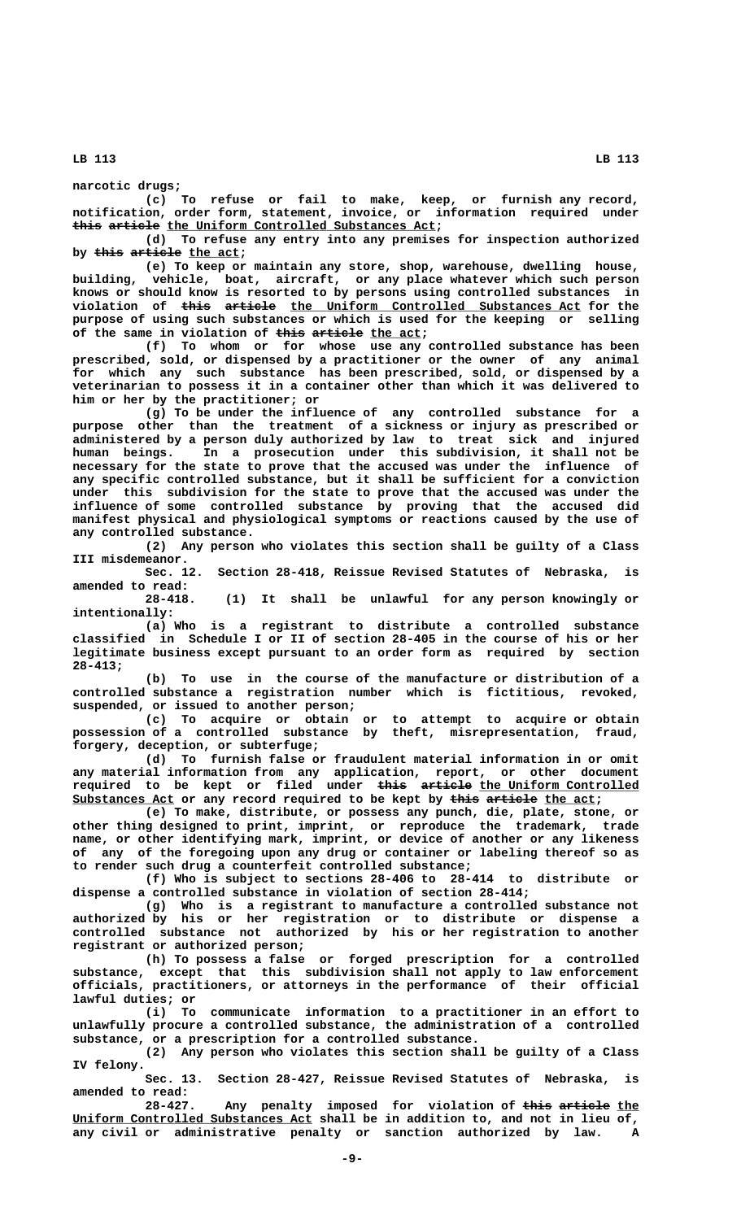narcotic drugs;

(c) To refuse or fail to make, keep, or furnish any record, notification, order form, statement, invoice, or information required under ~~this article~~ the Uniform Controlled Substances Act;

(d) To refuse any entry into any premises for inspection authorized by ~~this article~~ the act;

(e) To keep or maintain any store, shop, warehouse, dwelling house, building, vehicle, boat, aircraft, or any place whatever which such person knows or should know is resorted to by persons using controlled substances in violation of ~~this article~~ the Uniform Controlled Substances Act for the purpose of using such substances or which is used for the keeping or selling of the same in violation of ~~this article~~ the act;

(f) To whom or for whose use any controlled substance has been prescribed, sold, or dispensed by a practitioner or the owner of any animal for which any such substance has been prescribed, sold, or dispensed by a veterinarian to possess it in a container other than which it was delivered to him or her by the practitioner; or

(g) To be under the influence of any controlled substance for a purpose other than the treatment of a sickness or injury as prescribed or administered by a person duly authorized by law to treat sick and injured human beings. In a prosecution under this subdivision, it shall not be necessary for the state to prove that the accused was under the influence of any specific controlled substance, but it shall be sufficient for a conviction under this subdivision for the state to prove that the accused was under the influence of some controlled substance by proving that the accused did manifest physical and physiological symptoms or reactions caused by the use of any controlled substance.

(2) Any person who violates this section shall be guilty of a Class III misdemeanor.

Sec. 12. Section 28-418, Reissue Revised Statutes of Nebraska, is amended to read:

28-418. (1) It shall be unlawful for any person knowingly or intentionally:

(a) Who is a registrant to distribute a controlled substance classified in Schedule I or II of section 28-405 in the course of his or her legitimate business except pursuant to an order form as required by section 28-413;

(b) To use in the course of the manufacture or distribution of a controlled substance a registration number which is fictitious, revoked, suspended, or issued to another person;

(c) To acquire or obtain or to attempt to acquire or obtain possession of a controlled substance by theft, misrepresentation, fraud, forgery, deception, or subterfuge;

(d) To furnish false or fraudulent material information in or omit any material information from any application, report, or other document required to be kept or filed under ~~this article~~ the Uniform Controlled Substances Act or any record required to be kept by ~~this article~~ the act;

(e) To make, distribute, or possess any punch, die, plate, stone, or other thing designed to print, imprint, or reproduce the trademark, trade name, or other identifying mark, imprint, or device of another or any likeness of any of the foregoing upon any drug or container or labeling thereof so as to render such drug a counterfeit controlled substance;

(f) Who is subject to sections 28-406 to 28-414 to distribute or dispense a controlled substance in violation of section 28-414;

(g) Who is a registrant to manufacture a controlled substance not authorized by his or her registration or to distribute or dispense a controlled substance not authorized by his or her registration to another registrant or authorized person;

(h) To possess a false or forged prescription for a controlled substance, except that this subdivision shall not apply to law enforcement officials, practitioners, or attorneys in the performance of their official lawful duties; or

(i) To communicate information to a practitioner in an effort to unlawfully procure a controlled substance, the administration of a controlled substance, or a prescription for a controlled substance.

(2) Any person who violates this section shall be guilty of a Class IV felony.

Sec. 13. Section 28-427, Reissue Revised Statutes of Nebraska, is amended to read:

28-427. Any penalty imposed for violation of ~~this article~~ the Uniform Controlled Substances Act shall be in addition to, and not in lieu of, any civil or administrative penalty or sanction authorized by law. A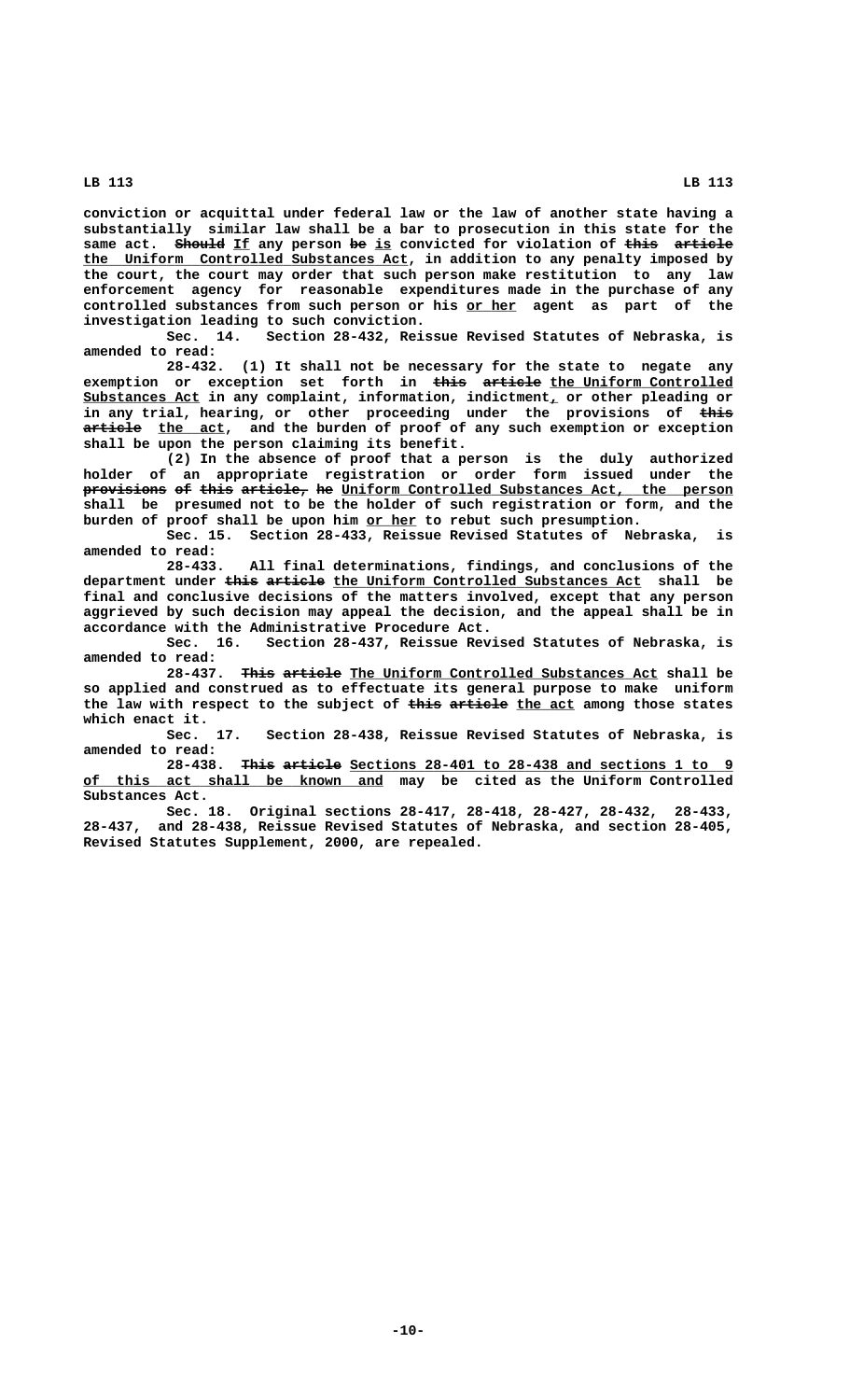conviction or acquittal under federal law or the law of another state having a substantially similar law shall be a bar to prosecution in this state for the same act. ~~Should~~ If any person ~~be~~ is convicted for violation of ~~this article~~ the Uniform Controlled Substances Act, in addition to any penalty imposed by the court, the court may order that such person make restitution to any law enforcement agency for reasonable expenditures made in the purchase of any controlled substances from such person or his or her agent as part of the investigation leading to such conviction.

Sec. 14. Section 28-432, Reissue Revised Statutes of Nebraska, is amended to read:

28-432. (1) It shall not be necessary for the state to negate any exemption or exception set forth in ~~this article~~ the Uniform Controlled Substances Act in any complaint, information, indictment, or other pleading or in any trial, hearing, or other proceeding under the provisions of ~~this article~~ the act, and the burden of proof of any such exemption or exception shall be upon the person claiming its benefit.

(2) In the absence of proof that a person is the duly authorized holder of an appropriate registration or order form issued under the ~~provisions of this article, he~~ Uniform Controlled Substances Act, the person shall be presumed not to be the holder of such registration or form, and the burden of proof shall be upon him or her to rebut such presumption.

Sec. 15. Section 28-433, Reissue Revised Statutes of Nebraska, is amended to read:

28-433. All final determinations, findings, and conclusions of the department under ~~this article~~ the Uniform Controlled Substances Act shall be final and conclusive decisions of the matters involved, except that any person aggrieved by such decision may appeal the decision, and the appeal shall be in accordance with the Administrative Procedure Act.

Sec. 16. Section 28-437, Reissue Revised Statutes of Nebraska, is amended to read:

28-437. ~~This article~~ The Uniform Controlled Substances Act shall be so applied and construed as to effectuate its general purpose to make uniform the law with respect to the subject of ~~this article~~ the act among those states which enact it.

Sec. 17. Section 28-438, Reissue Revised Statutes of Nebraska, is amended to read:

28-438. ~~This article~~ Sections 28-401 to 28-438 and sections 1 to 9 of this act shall be known and may be cited as the Uniform Controlled Substances Act.

Sec. 18. Original sections 28-417, 28-418, 28-427, 28-432, 28-433, 28-437, and 28-438, Reissue Revised Statutes of Nebraska, and section 28-405, Revised Statutes Supplement, 2000, are repealed.